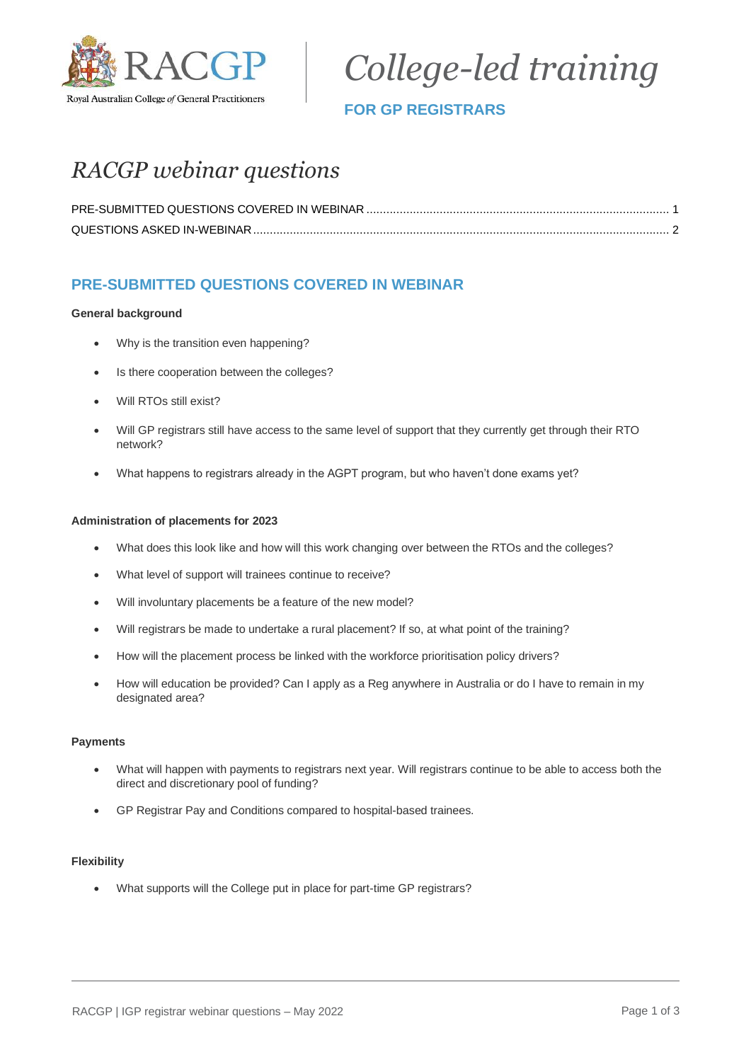Royal Australian College of General Practitioners

# *College-led training*

**FOR GP REGISTRARS**

# *RACGP webinar questions*

PRE-SUBMITTED QUESTIONS COVERED IN WEBINAR ........ 1
QUESTIONS ASKED IN-WEBINAR ........ 2

## PRE-SUBMITTED QUESTIONS COVERED IN WEBINAR

**General background**

- Why is the transition even happening?
- Is there cooperation between the colleges?
- Will RTOs still exist?
- Will GP registrars still have access to the same level of support that they currently get through their RTO network?
- What happens to registrars already in the AGPT program, but who haven't done exams yet?

**Administration of placements for 2023**

- What does this look like and how will this work changing over between the RTOs and the colleges?
- What level of support will trainees continue to receive?
- Will involuntary placements be a feature of the new model?
- Will registrars be made to undertake a rural placement? If so, at what point of the training?
- How will the placement process be linked with the workforce prioritisation policy drivers?
- How will education be provided? Can I apply as a Reg anywhere in Australia or do I have to remain in my designated area?

**Payments**

- What will happen with payments to registrars next year. Will registrars continue to be able to access both the direct and discretionary pool of funding?
- GP Registrar Pay and Conditions compared to hospital-based trainees.

**Flexibility**

- What supports will the College put in place for part-time GP registrars?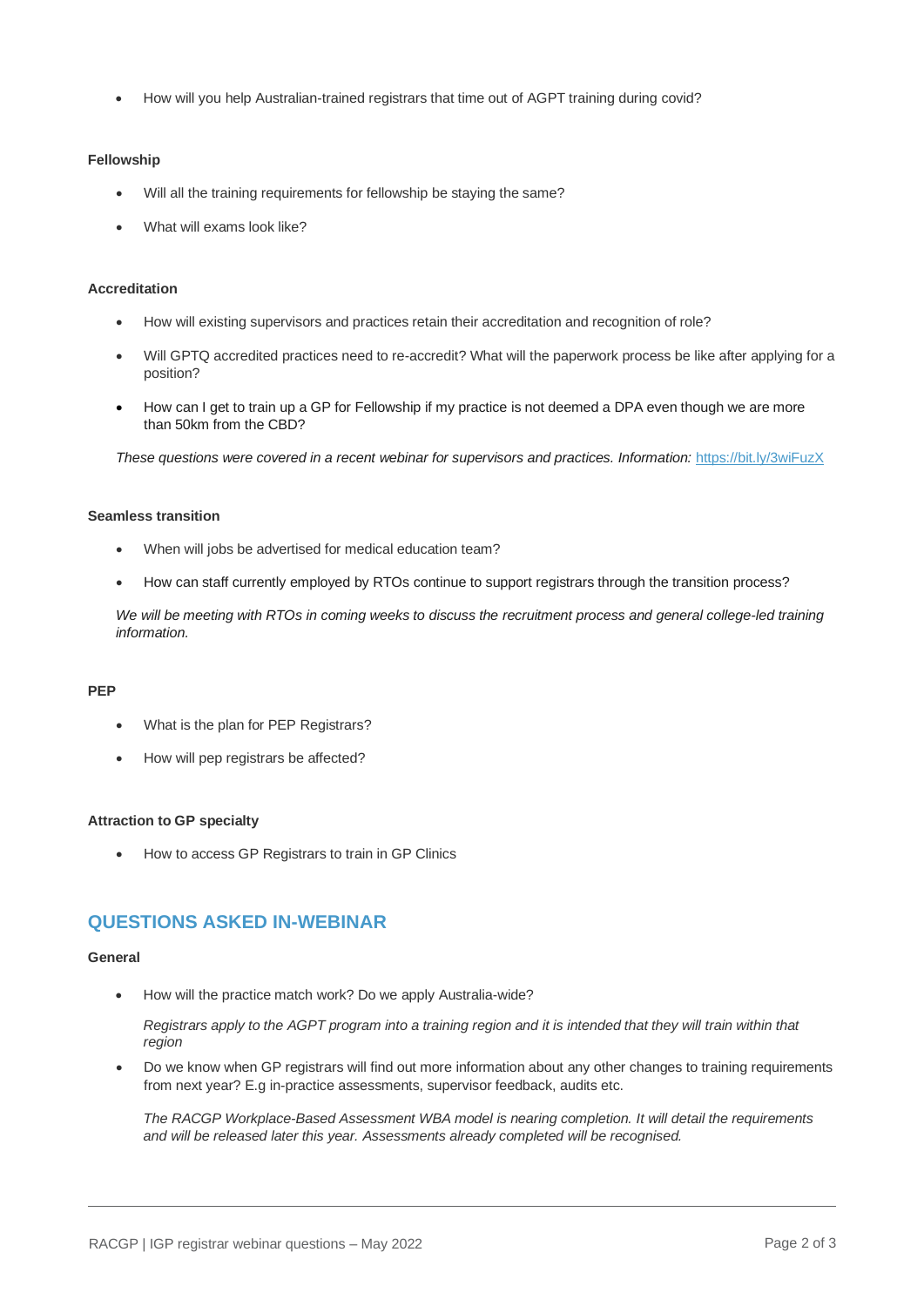- How will you help Australian-trained registrars that time out of AGPT training during covid?

### Fellowship

- Will all the training requirements for fellowship be staying the same?
- What will exams look like?

### Accreditation

- How will existing supervisors and practices retain their accreditation and recognition of role?
- Will GPTQ accredited practices need to re-accredit? What will the paperwork process be like after applying for a position?
- How can I get to train up a GP for Fellowship if my practice is not deemed a DPA even though we are more than 50km from the CBD?

*These questions were covered in a recent webinar for supervisors and practices. Information:* [https://bit.ly/3wiFuzX](https://bit.ly/3wiFuzX)

### Seamless transition

- When will jobs be advertised for medical education team?
- How can staff currently employed by RTOs continue to support registrars through the transition process?

*We will be meeting with RTOs in coming weeks to discuss the recruitment process and general college-led training information.*

### PEP

- What is the plan for PEP Registrars?
- How will pep registrars be affected?

### Attraction to GP specialty

- How to access GP Registrars to train in GP Clinics

## QUESTIONS ASKED IN-WEBINAR

### General

- How will the practice match work? Do we apply Australia-wide?

  *Registrars apply to the AGPT program into a training region and it is intended that they will train within that region*

- Do we know when GP registrars will find out more information about any other changes to training requirements from next year? E.g in-practice assessments, supervisor feedback, audits etc.

  *The RACGP Workplace-Based Assessment WBA model is nearing completion. It will detail the requirements and will be released later this year. Assessments already completed will be recognised.*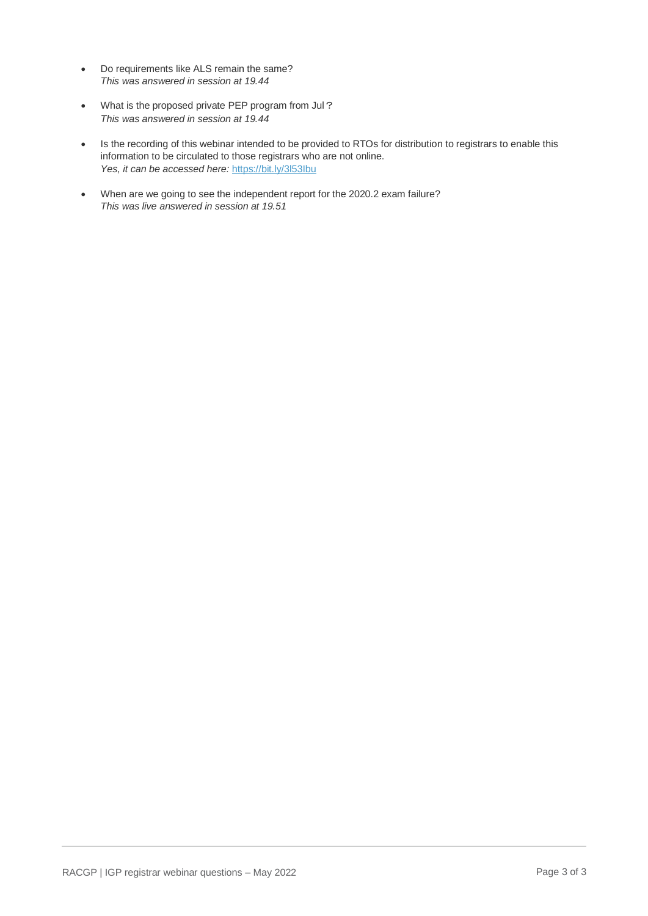- Do requirements like ALS remain the same?
  *This was answered in session at 19.44*

- What is the proposed private PEP program from Jul？
  *This was answered in session at 19.44*

- Is the recording of this webinar intended to be provided to RTOs for distribution to registrars to enable this information to be circulated to those registrars who are not online.
  *Yes, it can be accessed here:* https://bit.ly/3l53Ibu

- When are we going to see the independent report for the 2020.2 exam failure?
  *This was live answered in session at 19.51*